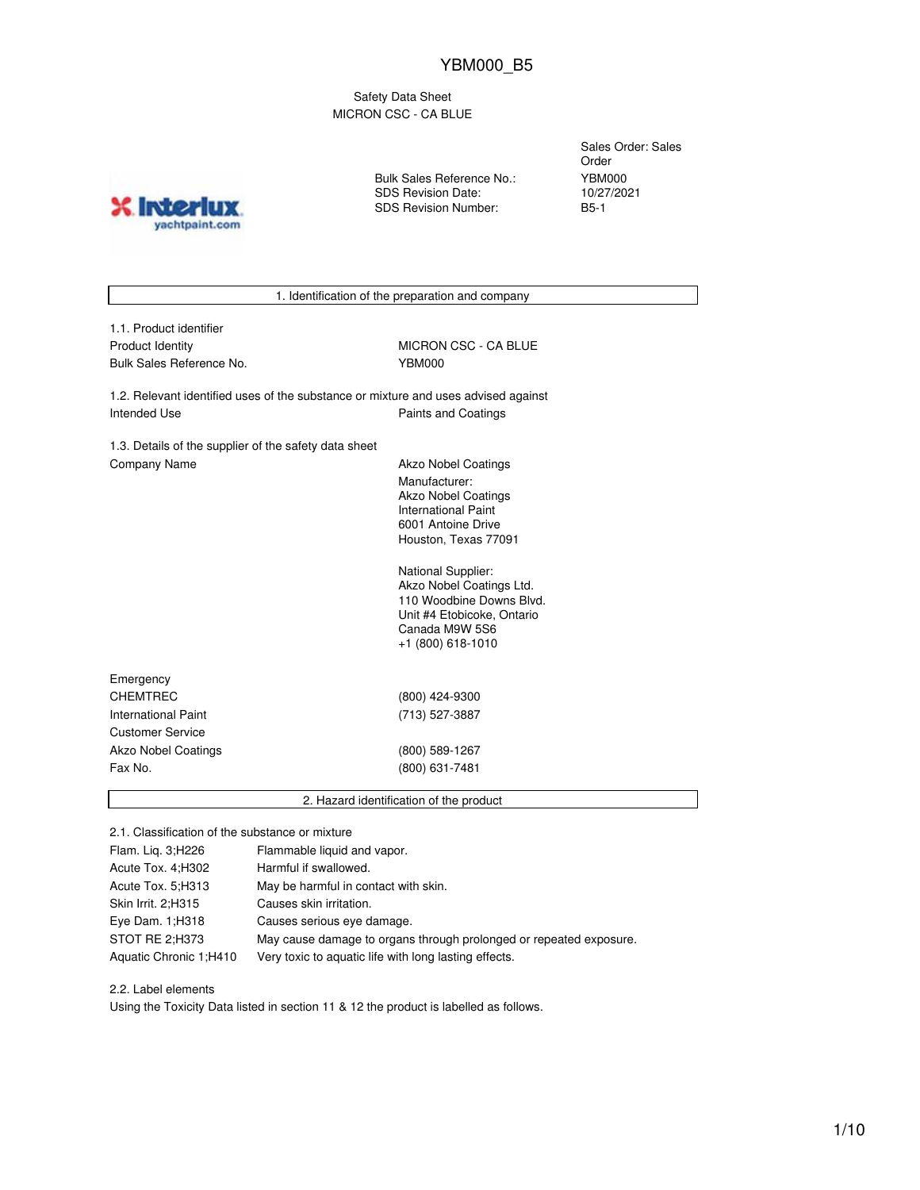# YBM000_B5

Safety Data Sheet
MICRON CSC - CA BLUE

| | |
|---|---|
| Sales Order: | Sales Order |
| Bulk Sales Reference No.: | YBM000 |
| SDS Revision Date: | 10/27/2021 |
| SDS Revision Number: | B5-1 |

## 1. Identification of the preparation and company

1.1. Product identifier

| | |
|---|---|
| Product Identity | MICRON CSC - CA BLUE |
| Bulk Sales Reference No. | YBM000 |

1.2. Relevant identified uses of the substance or mixture and uses advised against

| | |
|---|---|
| Intended Use | Paints and Coatings |

1.3. Details of the supplier of the safety data sheet

Company Name

Akzo Nobel Coatings

Manufacturer:
Akzo Nobel Coatings
International Paint
6001 Antoine Drive
Houston, Texas 77091

National Supplier:
Akzo Nobel Coatings Ltd.
110 Woodbine Downs Blvd.
Unit #4 Etobicoke, Ontario
Canada M9W 5S6
+1 (800) 618-1010

Emergency

| | |
|---|---|
| CHEMTREC | (800) 424-9300 |
| International Paint | (713) 527-3887 |
| Customer Service | |
| Akzo Nobel Coatings | (800) 589-1267 |
| Fax No. | (800) 631-7481 |

## 2. Hazard identification of the product

2.1. Classification of the substance or mixture

| | |
|---|---|
| Flam. Liq. 3;H226 | Flammable liquid and vapor. |
| Acute Tox. 4;H302 | Harmful if swallowed. |
| Acute Tox. 5;H313 | May be harmful in contact with skin. |
| Skin Irrit. 2;H315 | Causes skin irritation. |
| Eye Dam. 1;H318 | Causes serious eye damage. |
| STOT RE 2;H373 | May cause damage to organs through prolonged or repeated exposure. |
| Aquatic Chronic 1;H410 | Very toxic to aquatic life with long lasting effects. |

2.2. Label elements

Using the Toxicity Data listed in section 11 & 12 the product is labelled as follows.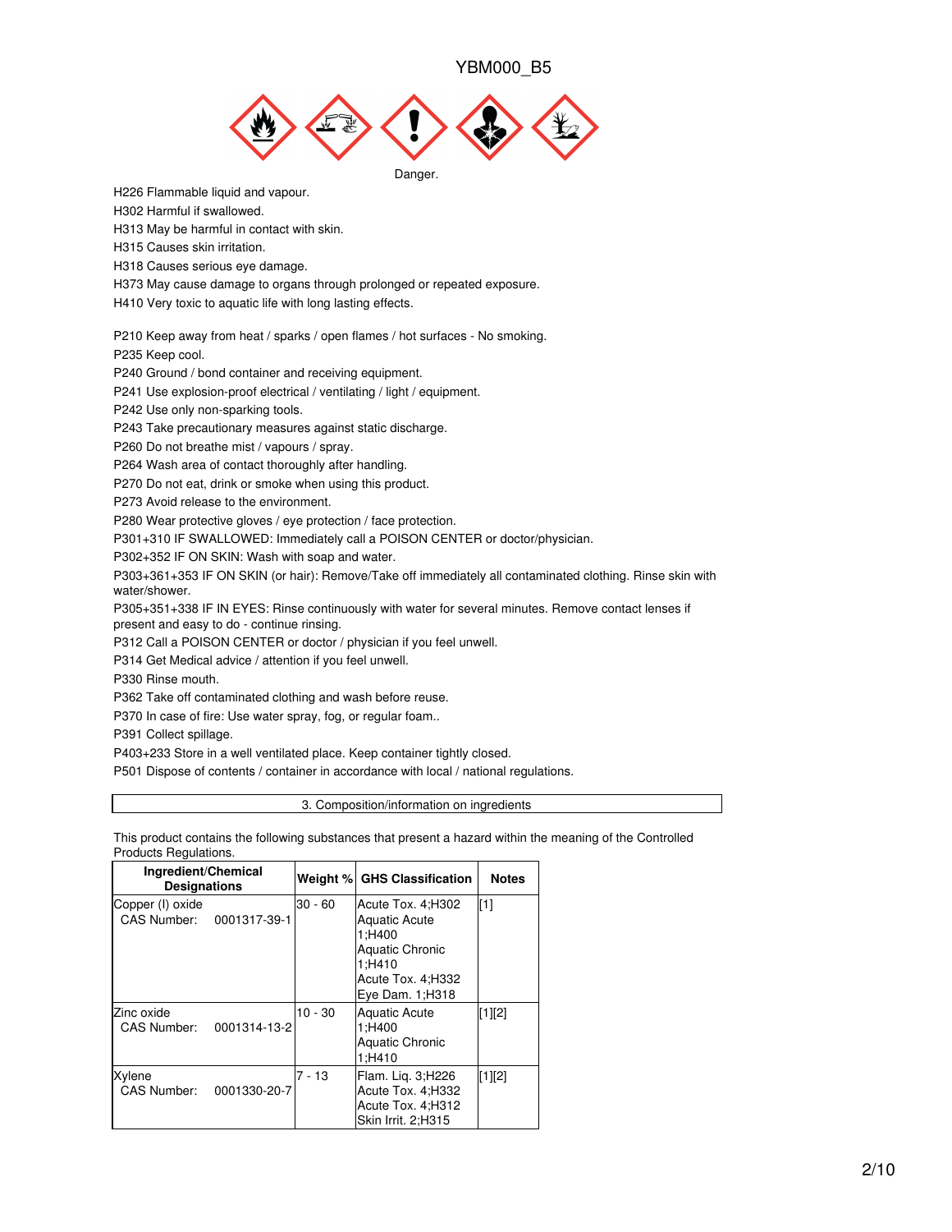YBM000_B5

Danger.

H226 Flammable liquid and vapour.
H302 Harmful if swallowed.
H313 May be harmful in contact with skin.
H315 Causes skin irritation.
H318 Causes serious eye damage.
H373 May cause damage to organs through prolonged or repeated exposure.
H410 Very toxic to aquatic life with long lasting effects.

P210 Keep away from heat / sparks / open flames / hot surfaces - No smoking.
P235 Keep cool.
P240 Ground / bond container and receiving equipment.
P241 Use explosion-proof electrical / ventilating / light / equipment.
P242 Use only non-sparking tools.
P243 Take precautionary measures against static discharge.
P260 Do not breathe mist / vapours / spray.
P264 Wash area of contact thoroughly after handling.
P270 Do not eat, drink or smoke when using this product.
P273 Avoid release to the environment.
P280 Wear protective gloves / eye protection / face protection.
P301+310 IF SWALLOWED: Immediately call a POISON CENTER or doctor/physician.
P302+352 IF ON SKIN: Wash with soap and water.
P303+361+353 IF ON SKIN (or hair): Remove/Take off immediately all contaminated clothing. Rinse skin with water/shower.
P305+351+338 IF IN EYES: Rinse continuously with water for several minutes. Remove contact lenses if present and easy to do - continue rinsing.
P312 Call a POISON CENTER or doctor / physician if you feel unwell.
P314 Get Medical advice / attention if you feel unwell.
P330 Rinse mouth.
P362 Take off contaminated clothing and wash before reuse.
P370 In case of fire: Use water spray, fog, or regular foam..
P391 Collect spillage.
P403+233 Store in a well ventilated place. Keep container tightly closed.
P501 Dispose of contents / container in accordance with local / national regulations.

## 3. Composition/information on ingredients

This product contains the following substances that present a hazard within the meaning of the Controlled Products Regulations.

| Ingredient/Chemical Designations | Weight % | GHS Classification | Notes |
|---|---|---|---|
| Copper (I) oxide<br>CAS Number: 0001317-39-1 | 30 - 60 | Acute Tox. 4;H302<br>Aquatic Acute 1;H400<br>Aquatic Chronic 1;H410<br>Acute Tox. 4;H332<br>Eye Dam. 1;H318 | [1] |
| Zinc oxide<br>CAS Number: 0001314-13-2 | 10 - 30 | Aquatic Acute 1;H400<br>Aquatic Chronic 1;H410 | [1][2] |
| Xylene<br>CAS Number: 0001330-20-7 | 7 - 13 | Flam. Liq. 3;H226<br>Acute Tox. 4;H332<br>Acute Tox. 4;H312<br>Skin Irrit. 2;H315 | [1][2] |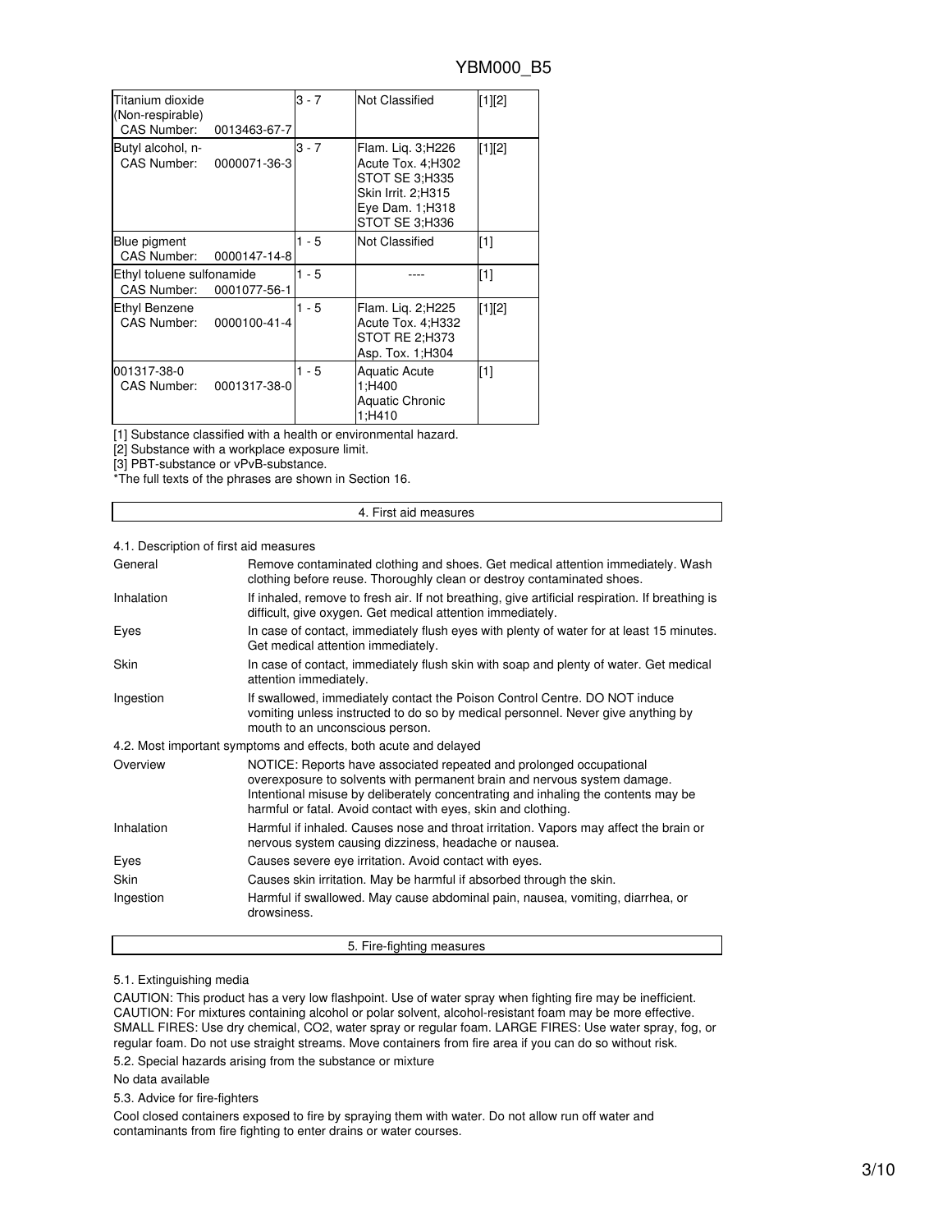| | | | |
|---|---|---|---|
| Titanium dioxide (Non-respirable)<br>CAS Number: 0013463-67-7 | 3 - 7 | Not Classified | [1][2] |
| Butyl alcohol, n-<br>CAS Number: 0000071-36-3 | 3 - 7 | Flam. Liq. 3;H226<br>Acute Tox. 4;H302<br>STOT SE 3;H335<br>Skin Irrit. 2;H315<br>Eye Dam. 1;H318<br>STOT SE 3;H336 | [1][2] |
| Blue pigment<br>CAS Number: 0000147-14-8 | 1 - 5 | Not Classified | [1] |
| Ethyl toluene sulfonamide<br>CAS Number: 0001077-56-1 | 1 - 5 | ---- | [1] |
| Ethyl Benzene<br>CAS Number: 0000100-41-4 | 1 - 5 | Flam. Liq. 2;H225<br>Acute Tox. 4;H332<br>STOT RE 2;H373<br>Asp. Tox. 1;H304 | [1][2] |
| 001317-38-0<br>CAS Number: 0001317-38-0 | 1 - 5 | Aquatic Acute 1;H400<br>Aquatic Chronic 1;H410 | [1] |

[1] Substance classified with a health or environmental hazard.
[2] Substance with a workplace exposure limit.
[3] PBT-substance or vPvB-substance.
*The full texts of the phrases are shown in Section 16.

## 4. First aid measures

4.1. Description of first aid measures

| | |
|---|---|
| General | Remove contaminated clothing and shoes. Get medical attention immediately. Wash clothing before reuse. Thoroughly clean or destroy contaminated shoes. |
| Inhalation | If inhaled, remove to fresh air. If not breathing, give artificial respiration. If breathing is difficult, give oxygen. Get medical attention immediately. |
| Eyes | In case of contact, immediately flush eyes with plenty of water for at least 15 minutes. Get medical attention immediately. |
| Skin | In case of contact, immediately flush skin with soap and plenty of water. Get medical attention immediately. |
| Ingestion | If swallowed, immediately contact the Poison Control Centre. DO NOT induce vomiting unless instructed to do so by medical personnel. Never give anything by mouth to an unconscious person. |

4.2. Most important symptoms and effects, both acute and delayed

| | |
|---|---|
| Overview | NOTICE: Reports have associated repeated and prolonged occupational overexposure to solvents with permanent brain and nervous system damage. Intentional misuse by deliberately concentrating and inhaling the contents may be harmful or fatal. Avoid contact with eyes, skin and clothing. |
| Inhalation | Harmful if inhaled. Causes nose and throat irritation. Vapors may affect the brain or nervous system causing dizziness, headache or nausea. |
| Eyes | Causes severe eye irritation. Avoid contact with eyes. |
| Skin | Causes skin irritation. May be harmful if absorbed through the skin. |
| Ingestion | Harmful if swallowed. May cause abdominal pain, nausea, vomiting, diarrhea, or drowsiness. |

## 5. Fire-fighting measures

5.1. Extinguishing media

CAUTION: This product has a very low flashpoint. Use of water spray when fighting fire may be inefficient. CAUTION: For mixtures containing alcohol or polar solvent, alcohol-resistant foam may be more effective. SMALL FIRES: Use dry chemical, CO2, water spray or regular foam. LARGE FIRES: Use water spray, fog, or regular foam. Do not use straight streams. Move containers from fire area if you can do so without risk.

5.2. Special hazards arising from the substance or mixture

No data available

5.3. Advice for fire-fighters

Cool closed containers exposed to fire by spraying them with water. Do not allow run off water and contaminants from fire fighting to enter drains or water courses.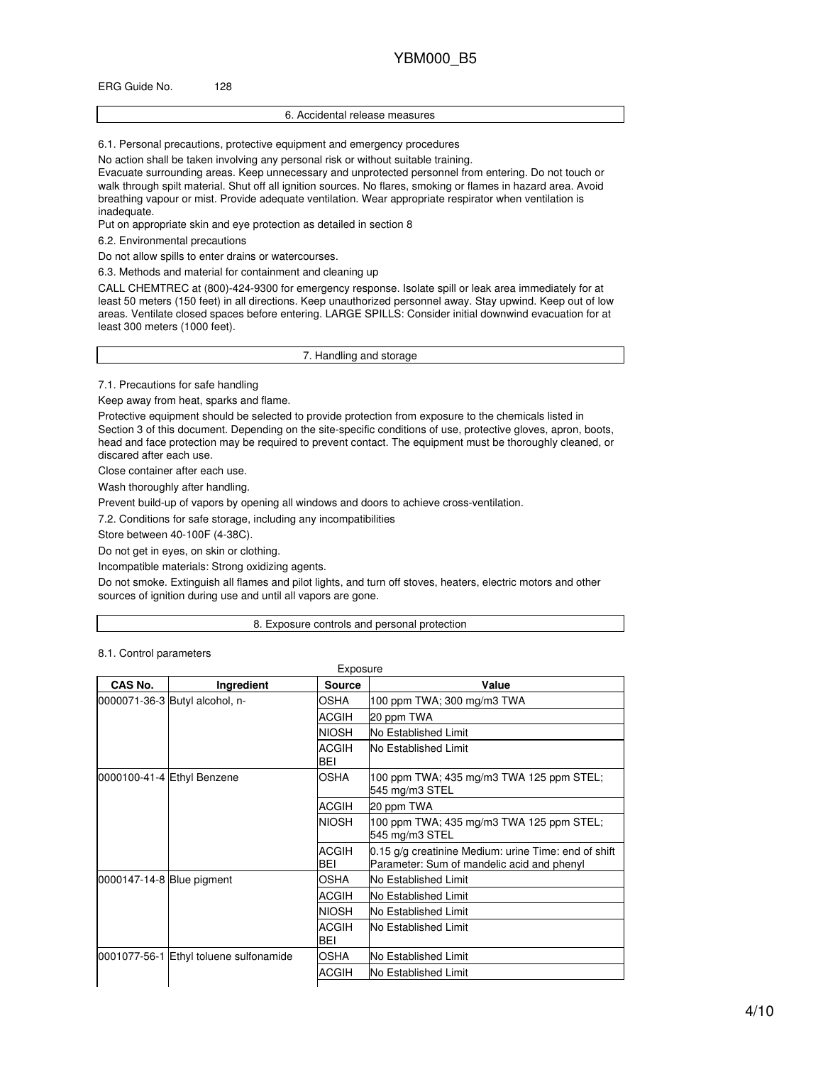ERG Guide No. 128

## 6. Accidental release measures

6.1. Personal precautions, protective equipment and emergency procedures

No action shall be taken involving any personal risk or without suitable training.

Evacuate surrounding areas. Keep unnecessary and unprotected personnel from entering. Do not touch or walk through spilt material. Shut off all ignition sources. No flares, smoking or flames in hazard area. Avoid breathing vapour or mist. Provide adequate ventilation. Wear appropriate respirator when ventilation is inadequate.

Put on appropriate skin and eye protection as detailed in section 8

6.2. Environmental precautions

Do not allow spills to enter drains or watercourses.

6.3. Methods and material for containment and cleaning up

CALL CHEMTREC at (800)-424-9300 for emergency response. Isolate spill or leak area immediately for at least 50 meters (150 feet) in all directions. Keep unauthorized personnel away. Stay upwind. Keep out of low areas. Ventilate closed spaces before entering. LARGE SPILLS: Consider initial downwind evacuation for at least 300 meters (1000 feet).

## 7. Handling and storage

7.1. Precautions for safe handling

Keep away from heat, sparks and flame.

Protective equipment should be selected to provide protection from exposure to the chemicals listed in Section 3 of this document. Depending on the site-specific conditions of use, protective gloves, apron, boots, head and face protection may be required to prevent contact. The equipment must be thoroughly cleaned, or discared after each use.

Close container after each use.

Wash thoroughly after handling.

Prevent build-up of vapors by opening all windows and doors to achieve cross-ventilation.

7.2. Conditions for safe storage, including any incompatibilities

Store between 40-100F (4-38C).

Do not get in eyes, on skin or clothing.

Incompatible materials: Strong oxidizing agents.

Do not smoke. Extinguish all flames and pilot lights, and turn off stoves, heaters, electric motors and other sources of ignition during use and until all vapors are gone.

## 8. Exposure controls and personal protection

8.1. Control parameters

Exposure

| CAS No. | Ingredient | Source | Value |
|---|---|---|---|
| 0000071-36-3 | Butyl alcohol, n- | OSHA | 100 ppm TWA; 300 mg/m3 TWA |
| | | ACGIH | 20 ppm TWA |
| | | NIOSH | No Established Limit |
| | | ACGIH BEI | No Established Limit |
| 0000100-41-4 | Ethyl Benzene | OSHA | 100 ppm TWA; 435 mg/m3 TWA 125 ppm STEL; 545 mg/m3 STEL |
| | | ACGIH | 20 ppm TWA |
| | | NIOSH | 100 ppm TWA; 435 mg/m3 TWA 125 ppm STEL; 545 mg/m3 STEL |
| | | ACGIH BEI | 0.15 g/g creatinine Medium: urine Time: end of shift Parameter: Sum of mandelic acid and phenyl |
| 0000147-14-8 | Blue pigment | OSHA | No Established Limit |
| | | ACGIH | No Established Limit |
| | | NIOSH | No Established Limit |
| | | ACGIH BEI | No Established Limit |
| 0001077-56-1 | Ethyl toluene sulfonamide | OSHA | No Established Limit |
| | | ACGIH | No Established Limit |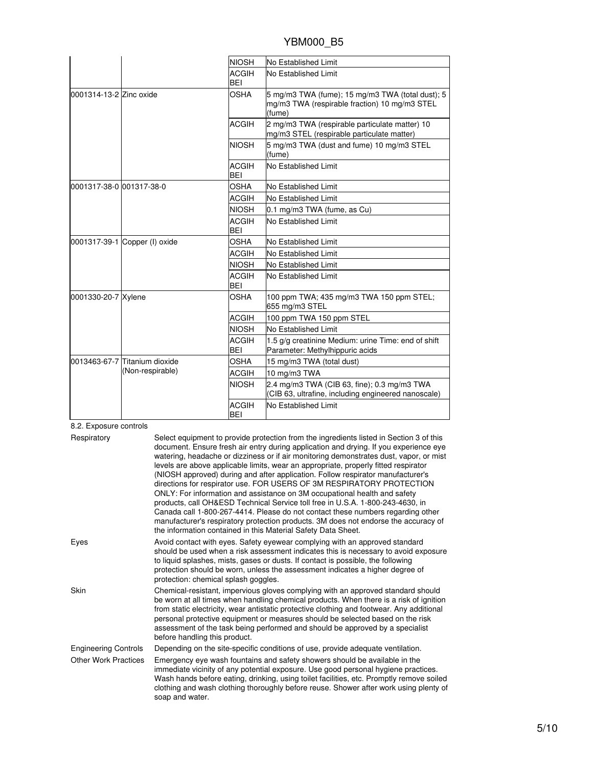| | | | |
|---|---|---|---|
| | | NIOSH | No Established Limit |
| | | ACGIH BEI | No Established Limit |
| 0001314-13-2 | Zinc oxide | OSHA | 5 mg/m3 TWA (fume); 15 mg/m3 TWA (total dust); 5 mg/m3 TWA (respirable fraction) 10 mg/m3 STEL (fume) |
| | | ACGIH | 2 mg/m3 TWA (respirable particulate matter) 10 mg/m3 STEL (respirable particulate matter) |
| | | NIOSH | 5 mg/m3 TWA (dust and fume) 10 mg/m3 STEL (fume) |
| | | ACGIH BEI | No Established Limit |
| 0001317-38-0 | 001317-38-0 | OSHA | No Established Limit |
| | | ACGIH | No Established Limit |
| | | NIOSH | 0.1 mg/m3 TWA (fume, as Cu) |
| | | ACGIH BEI | No Established Limit |
| 0001317-39-1 | Copper (I) oxide | OSHA | No Established Limit |
| | | ACGIH | No Established Limit |
| | | NIOSH | No Established Limit |
| | | ACGIH BEI | No Established Limit |
| 0001330-20-7 | Xylene | OSHA | 100 ppm TWA; 435 mg/m3 TWA 150 ppm STEL; 655 mg/m3 STEL |
| | | ACGIH | 100 ppm TWA 150 ppm STEL |
| | | NIOSH | No Established Limit |
| | | ACGIH BEI | 1.5 g/g creatinine Medium: urine Time: end of shift Parameter: Methylhippuric acids |
| 0013463-67-7 | Titanium dioxide (Non-respirable) | OSHA | 15 mg/m3 TWA (total dust) |
| | | ACGIH | 10 mg/m3 TWA |
| | | NIOSH | 2.4 mg/m3 TWA (CIB 63, fine); 0.3 mg/m3 TWA (CIB 63, ultrafine, including engineered nanoscale) |
| | | ACGIH BEI | No Established Limit |

8.2. Exposure controls

**Respiratory**
Select equipment to provide protection from the ingredients listed in Section 3 of this document. Ensure fresh air entry during application and drying. If you experience eye watering, headache or dizziness or if air monitoring demonstrates dust, vapor, or mist levels are above applicable limits, wear an appropriate, properly fitted respirator (NIOSH approved) during and after application. Follow respirator manufacturer's directions for respirator use. FOR USERS OF 3M RESPIRATORY PROTECTION ONLY: For information and assistance on 3M occupational health and safety products, call OH&ESD Technical Service toll free in U.S.A. 1-800-243-4630, in Canada call 1-800-267-4414. Please do not contact these numbers regarding other manufacturer's respiratory protection products. 3M does not endorse the accuracy of the information contained in this Material Safety Data Sheet.

**Eyes**
Avoid contact with eyes. Safety eyewear complying with an approved standard should be used when a risk assessment indicates this is necessary to avoid exposure to liquid splashes, mists, gases or dusts. If contact is possible, the following protection should be worn, unless the assessment indicates a higher degree of protection: chemical splash goggles.

**Skin**
Chemical-resistant, impervious gloves complying with an approved standard should be worn at all times when handling chemical products. When there is a risk of ignition from static electricity, wear antistatic protective clothing and footwear. Any additional personal protective equipment or measures should be selected based on the risk assessment of the task being performed and should be approved by a specialist before handling this product.

**Engineering Controls**
Depending on the site-specific conditions of use, provide adequate ventilation.

**Other Work Practices**
Emergency eye wash fountains and safety showers should be available in the immediate vicinity of any potential exposure. Use good personal hygiene practices. Wash hands before eating, drinking, using toilet facilities, etc. Promptly remove soiled clothing and wash clothing thoroughly before reuse. Shower after work using plenty of soap and water.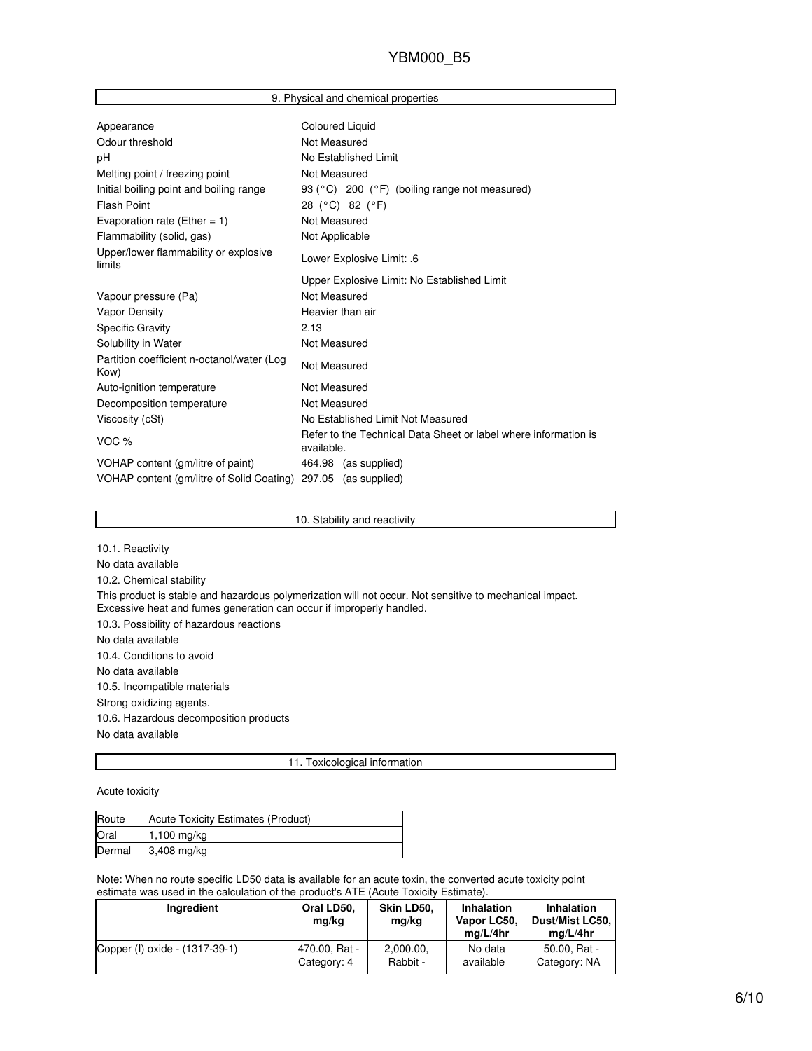## 9. Physical and chemical properties

| | |
|---|---|
| Appearance | Coloured Liquid |
| Odour threshold | Not Measured |
| pH | No Established Limit |
| Melting point / freezing point | Not Measured |
| Initial boiling point and boiling range | 93 (°C) 200 (°F) (boiling range not measured) |
| Flash Point | 28 (°C) 82 (°F) |
| Evaporation rate (Ether = 1) | Not Measured |
| Flammability (solid, gas) | Not Applicable |
| Upper/lower flammability or explosive limits | Lower Explosive Limit: .6 |
| | Upper Explosive Limit: No Established Limit |
| Vapour pressure (Pa) | Not Measured |
| Vapor Density | Heavier than air |
| Specific Gravity | 2.13 |
| Solubility in Water | Not Measured |
| Partition coefficient n-octanol/water (Log Kow) | Not Measured |
| Auto-ignition temperature | Not Measured |
| Decomposition temperature | Not Measured |
| Viscosity (cSt) | No Established Limit Not Measured |
| VOC % | Refer to the Technical Data Sheet or label where information is available. |
| VOHAP content (gm/litre of paint) | 464.98 (as supplied) |
| VOHAP content (gm/litre of Solid Coating) | 297.05 (as supplied) |

## 10. Stability and reactivity

10.1. Reactivity

No data available

10.2. Chemical stability

This product is stable and hazardous polymerization will not occur. Not sensitive to mechanical impact. Excessive heat and fumes generation can occur if improperly handled.

10.3. Possibility of hazardous reactions

No data available

10.4. Conditions to avoid

No data available

10.5. Incompatible materials

Strong oxidizing agents.

10.6. Hazardous decomposition products

No data available

## 11. Toxicological information

Acute toxicity

| Route | Acute Toxicity Estimates (Product) |
|---|---|
| Oral | 1,100 mg/kg |
| Dermal | 3,408 mg/kg |

Note: When no route specific LD50 data is available for an acute toxin, the converted acute toxicity point estimate was used in the calculation of the product's ATE (Acute Toxicity Estimate).

| Ingredient | Oral LD50, mg/kg | Skin LD50, mg/kg | Inhalation Vapor LC50, mg/L/4hr | Inhalation Dust/Mist LC50, mg/L/4hr |
|---|---|---|---|---|
| Copper (I) oxide - (1317-39-1) | 470.00, Rat - Category: 4 | 2,000.00, Rabbit - | No data available | 50.00, Rat - Category: NA |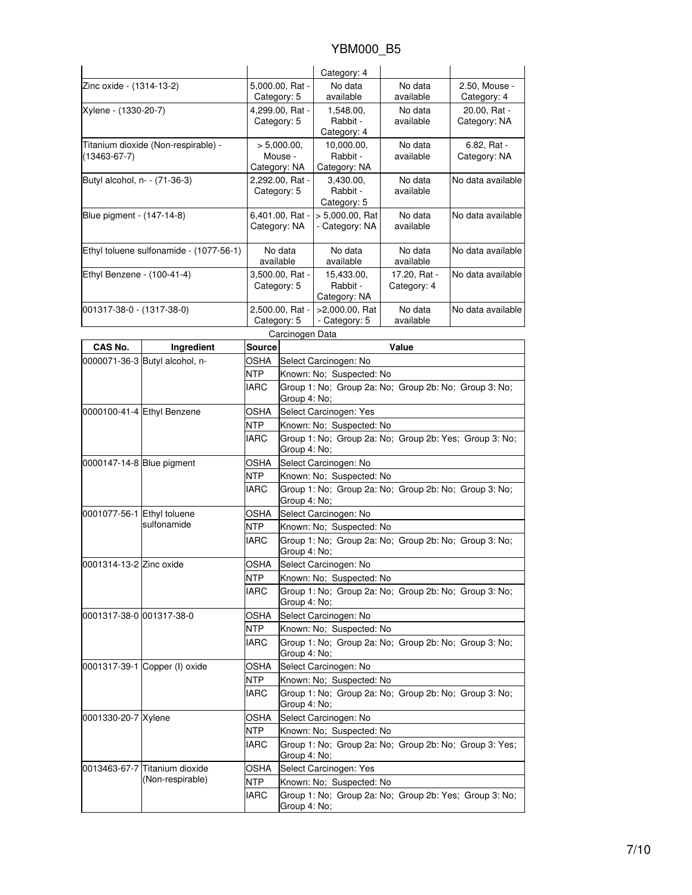| | | Category: 4 | | |
|---|---|---|---|---|
| Zinc oxide - (1314-13-2) | 5,000.00, Rat - Category: 5 | No data available | No data available | 2.50, Mouse - Category: 4 |
| Xylene - (1330-20-7) | 4,299.00, Rat - Category: 5 | 1,548.00, Rabbit - Category: 4 | No data available | 20.00, Rat - Category: NA |
| Titanium dioxide (Non-respirable) - (13463-67-7) | > 5,000.00, Mouse - Category: NA | 10,000.00, Rabbit - Category: NA | No data available | 6.82, Rat - Category: NA |
| Butyl alcohol, n- - (71-36-3) | 2,292.00, Rat - Category: 5 | 3,430.00, Rabbit - Category: 5 | No data available | No data available |
| Blue pigment - (147-14-8) | 6,401.00, Rat - Category: NA | > 5,000.00, Rat - Category: NA | No data available | No data available |
| Ethyl toluene sulfonamide - (1077-56-1) | No data available | No data available | No data available | No data available |
| Ethyl Benzene - (100-41-4) | 3,500.00, Rat - Category: 5 | 15,433.00, Rabbit - Category: NA | 17.20, Rat - Category: 4 | No data available |
| 001317-38-0 - (1317-38-0) | 2,500.00, Rat - Category: 5 | >2,000.00, Rat - Category: 5 | No data available | No data available |

Carcinogen Data

| CAS No. | Ingredient | Source | Value |
|---|---|---|---|
| 0000071-36-3 | Butyl alcohol, n- | OSHA | Select Carcinogen: No |
| | | NTP | Known: No; Suspected: No |
| | | IARC | Group 1: No; Group 2a: No; Group 2b: No; Group 3: No; Group 4: No; |
| 0000100-41-4 | Ethyl Benzene | OSHA | Select Carcinogen: Yes |
| | | NTP | Known: No; Suspected: No |
| | | IARC | Group 1: No; Group 2a: No; Group 2b: Yes; Group 3: No; Group 4: No; |
| 0000147-14-8 | Blue pigment | OSHA | Select Carcinogen: No |
| | | NTP | Known: No; Suspected: No |
| | | IARC | Group 1: No; Group 2a: No; Group 2b: No; Group 3: No; Group 4: No; |
| 0001077-56-1 | Ethyl toluene sulfonamide | OSHA | Select Carcinogen: No |
| | | NTP | Known: No; Suspected: No |
| | | IARC | Group 1: No; Group 2a: No; Group 2b: No; Group 3: No; Group 4: No; |
| 0001314-13-2 | Zinc oxide | OSHA | Select Carcinogen: No |
| | | NTP | Known: No; Suspected: No |
| | | IARC | Group 1: No; Group 2a: No; Group 2b: No; Group 3: No; Group 4: No; |
| 0001317-38-0 | 001317-38-0 | OSHA | Select Carcinogen: No |
| | | NTP | Known: No; Suspected: No |
| | | IARC | Group 1: No; Group 2a: No; Group 2b: No; Group 3: No; Group 4: No; |
| 0001317-39-1 | Copper (I) oxide | OSHA | Select Carcinogen: No |
| | | NTP | Known: No; Suspected: No |
| | | IARC | Group 1: No; Group 2a: No; Group 2b: No; Group 3: No; Group 4: No; |
| 0001330-20-7 | Xylene | OSHA | Select Carcinogen: No |
| | | NTP | Known: No; Suspected: No |
| | | IARC | Group 1: No; Group 2a: No; Group 2b: No; Group 3: Yes; Group 4: No; |
| 0013463-67-7 | Titanium dioxide (Non-respirable) | OSHA | Select Carcinogen: Yes |
| | | NTP | Known: No; Suspected: No |
| | | IARC | Group 1: No; Group 2a: No; Group 2b: Yes; Group 3: No; Group 4: No; |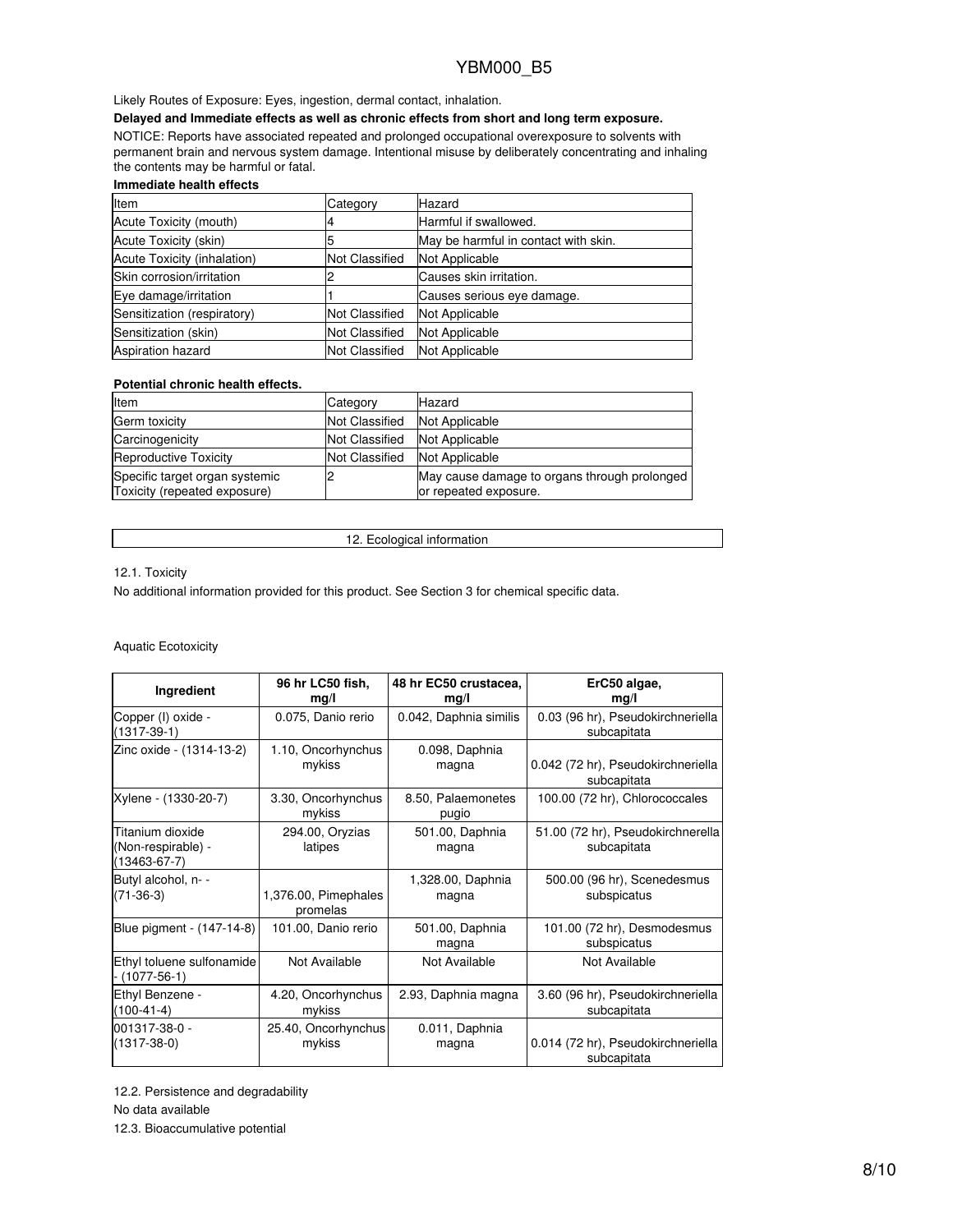Likely Routes of Exposure: Eyes, ingestion, dermal contact, inhalation.

**Delayed and Immediate effects as well as chronic effects from short and long term exposure.**

NOTICE: Reports have associated repeated and prolonged occupational overexposure to solvents with permanent brain and nervous system damage. Intentional misuse by deliberately concentrating and inhaling the contents may be harmful or fatal.

**Immediate health effects**

| Item | Category | Hazard |
|---|---|---|
| Acute Toxicity (mouth) | 4 | Harmful if swallowed. |
| Acute Toxicity (skin) | 5 | May be harmful in contact with skin. |
| Acute Toxicity (inhalation) | Not Classified | Not Applicable |
| Skin corrosion/irritation | 2 | Causes skin irritation. |
| Eye damage/irritation | 1 | Causes serious eye damage. |
| Sensitization (respiratory) | Not Classified | Not Applicable |
| Sensitization (skin) | Not Classified | Not Applicable |
| Aspiration hazard | Not Classified | Not Applicable |

**Potential chronic health effects.**

| Item | Category | Hazard |
|---|---|---|
| Germ toxicity | Not Classified | Not Applicable |
| Carcinogenicity | Not Classified | Not Applicable |
| Reproductive Toxicity | Not Classified | Not Applicable |
| Specific target organ systemic Toxicity (repeated exposure) | 2 | May cause damage to organs through prolonged or repeated exposure. |

## 12. Ecological information

12.1. Toxicity

No additional information provided for this product. See Section 3 for chemical specific data.

Aquatic Ecotoxicity

| Ingredient | 96 hr LC50 fish, mg/l | 48 hr EC50 crustacea, mg/l | ErC50 algae, mg/l |
|---|---|---|---|
| Copper (I) oxide - (1317-39-1) | 0.075, Danio rerio | 0.042, Daphnia similis | 0.03 (96 hr), Pseudokirchneriella subcapitata |
| Zinc oxide - (1314-13-2) | 1.10, Oncorhynchus mykiss | 0.098, Daphnia magna | 0.042 (72 hr), Pseudokirchneriella subcapitata |
| Xylene - (1330-20-7) | 3.30, Oncorhynchus mykiss | 8.50, Palaemonetes pugio | 100.00 (72 hr), Chlorococcales |
| Titanium dioxide (Non-respirable) - (13463-67-7) | 294.00, Oryzias latipes | 501.00, Daphnia magna | 51.00 (72 hr), Pseudokirchnerella subcapitata |
| Butyl alcohol, n- - (71-36-3) | 1,376.00, Pimephales promelas | 1,328.00, Daphnia magna | 500.00 (96 hr), Scenedesmus subspicatus |
| Blue pigment - (147-14-8) | 101.00, Danio rerio | 501.00, Daphnia magna | 101.00 (72 hr), Desmodesmus subspicatus |
| Ethyl toluene sulfonamide - (1077-56-1) | Not Available | Not Available | Not Available |
| Ethyl Benzene - (100-41-4) | 4.20, Oncorhynchus mykiss | 2.93, Daphnia magna | 3.60 (96 hr), Pseudokirchneriella subcapitata |
| 001317-38-0 - (1317-38-0) | 25.40, Oncorhynchus mykiss | 0.011, Daphnia magna | 0.014 (72 hr), Pseudokirchneriella subcapitata |

12.2. Persistence and degradability

No data available

12.3. Bioaccumulative potential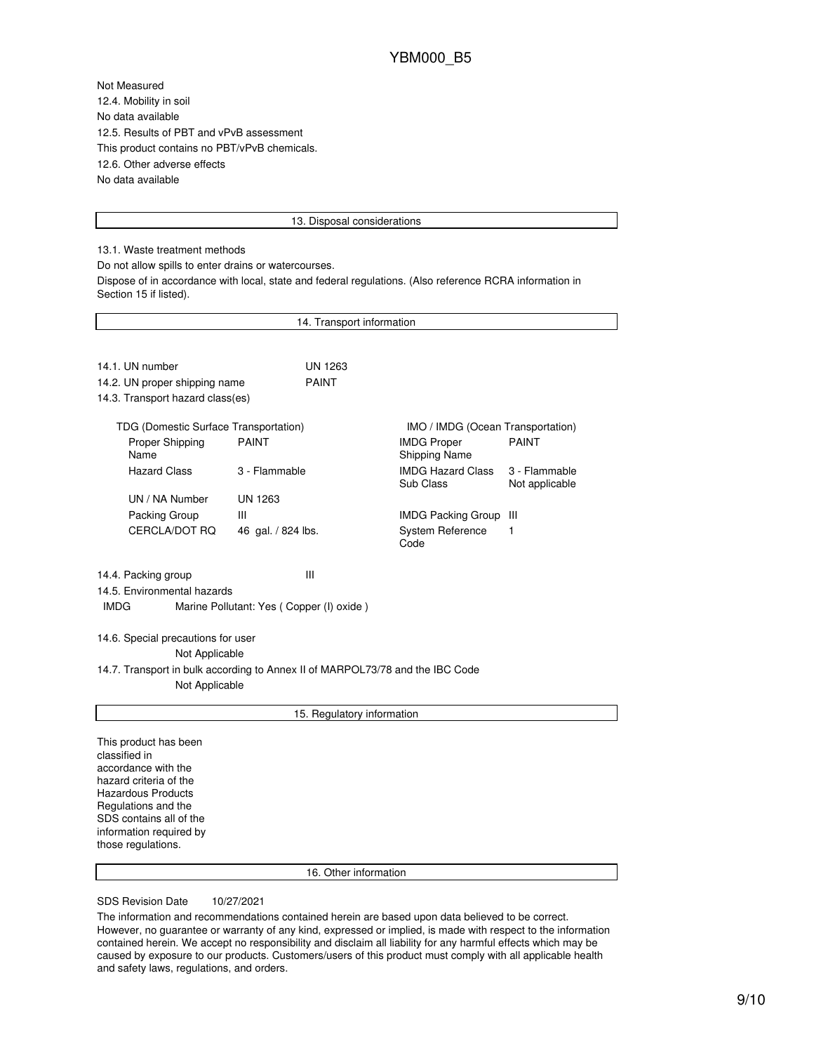Not Measured

12.4. Mobility in soil

No data available

12.5. Results of PBT and vPvB assessment

This product contains no PBT/vPvB chemicals.

12.6. Other adverse effects

No data available

## 13. Disposal considerations

13.1. Waste treatment methods

Do not allow spills to enter drains or watercourses.

Dispose of in accordance with local, state and federal regulations. (Also reference RCRA information in Section 15 if listed).

## 14. Transport information

| | |
|---|---|
| 14.1. UN number | UN 1263 |
| 14.2. UN proper shipping name | PAINT |

14.3. Transport hazard class(es)

| TDG (Domestic Surface Transportation) | | IMO / IMDG (Ocean Transportation) | |
|---|---|---|---|
| Proper Shipping Name | PAINT | IMDG Proper Shipping Name | PAINT |
| Hazard Class | 3 - Flammable | IMDG Hazard Class Sub Class | 3 - Flammable Not applicable |
| UN / NA Number | UN 1263 | | |
| Packing Group | III | IMDG Packing Group | III |
| CERCLA/DOT RQ | 46 gal. / 824 lbs. | System Reference Code | 1 |

14.4. Packing group III

14.5. Environmental hazards

IMDG Marine Pollutant: Yes ( Copper (I) oxide )

14.6. Special precautions for user

Not Applicable

14.7. Transport in bulk according to Annex II of MARPOL73/78 and the IBC Code

Not Applicable

## 15. Regulatory information

This product has been classified in accordance with the hazard criteria of the Hazardous Products Regulations and the SDS contains all of the information required by those regulations.

## 16. Other information

SDS Revision Date 10/27/2021

The information and recommendations contained herein are based upon data believed to be correct. However, no guarantee or warranty of any kind, expressed or implied, is made with respect to the information contained herein. We accept no responsibility and disclaim all liability for any harmful effects which may be caused by exposure to our products. Customers/users of this product must comply with all applicable health and safety laws, regulations, and orders.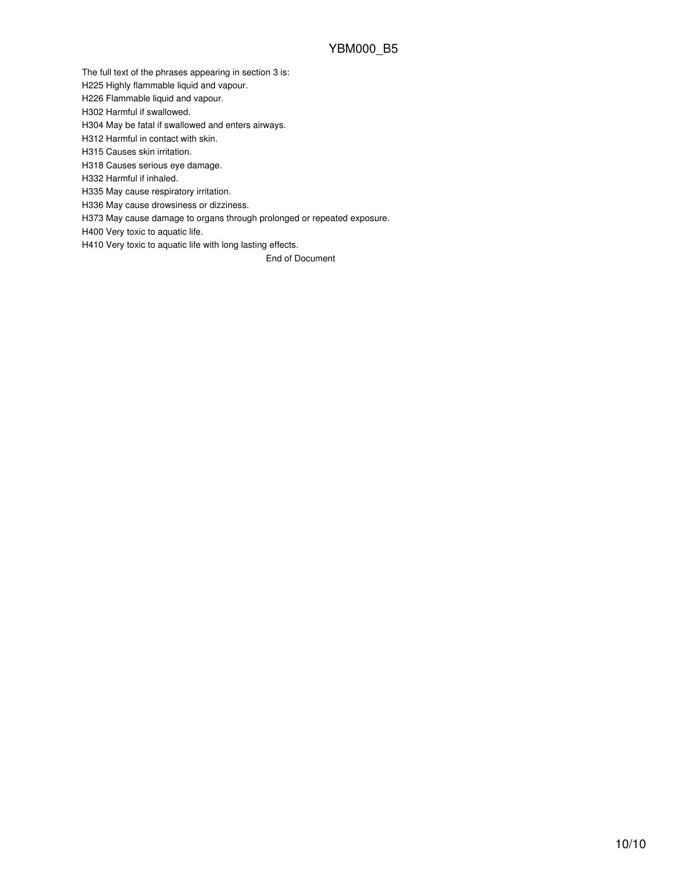The full text of the phrases appearing in section 3 is:

H225 Highly flammable liquid and vapour.

H226 Flammable liquid and vapour.

H302 Harmful if swallowed.

H304 May be fatal if swallowed and enters airways.

H312 Harmful in contact with skin.

H315 Causes skin irritation.

H318 Causes serious eye damage.

H332 Harmful if inhaled.

H335 May cause respiratory irritation.

H336 May cause drowsiness or dizziness.

H373 May cause damage to organs through prolonged or repeated exposure.

H400 Very toxic to aquatic life.

H410 Very toxic to aquatic life with long lasting effects.

End of Document